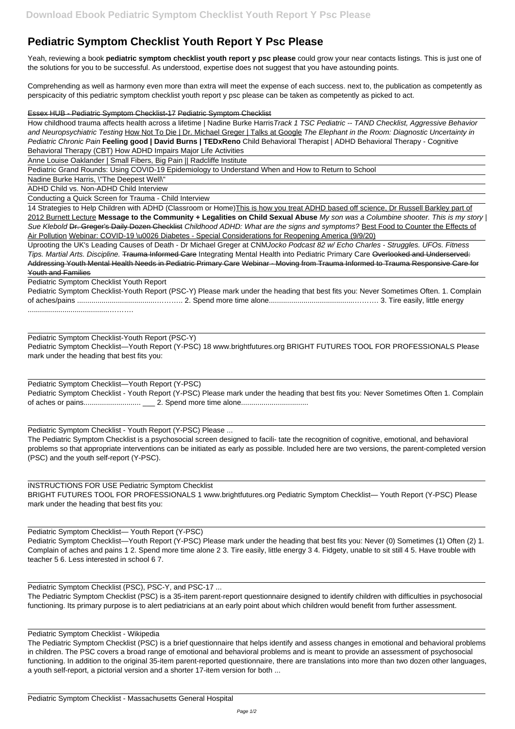# Pediatric Symptom Checklist Youth Report Y Psc Please

Yeah, reviewing a book **pediatric symptom checklist youth report y psc please** could grow your near contacts listings. This is just one of the solutions for you to be successful. As understood, expertise does not suggest that you have astounding points.

Comprehending as well as harmony even more than extra will meet the expense of each success. next to, the publication as competently as perspicacity of this pediatric symptom checklist youth report y psc please can be taken as competently as picked to act.

~~Essex HUB - Pediatric Symptom Checklist-17~~ ~~Pediatric Symptom Checklist~~

How childhood trauma affects health across a lifetime | Nadine Burke Harris *Track 1 TSC Pediatric -- TAND Checklist, Aggressive Behavior and Neuropsychiatric Testing* How Not To Die | Dr. Michael Greger | Talks at Google *The Elephant in the Room: Diagnostic Uncertainty in Pediatric Chronic Pain* **Feeling good | David Burns | TEDxReno** Child Behavioral Therapist | ADHD Behavioral Therapy - Cognitive Behavioral Therapy (CBT) How ADHD Impairs Major Life Activities

Anne Louise Oaklander | Small Fibers, Big Pain || Radcliffe Institute

Pediatric Grand Rounds: Using COVID-19 Epidemiology to Understand When and How to Return to School

Nadine Burke Harris, \"The Deepest Well\"

ADHD Child vs. Non-ADHD Child Interview

Conducting a Quick Screen for Trauma - Child Interview

14 Strategies to Help Children with ADHD (Classroom or Home)This is how you treat ADHD based off science, Dr Russell Barkley part of 2012 Burnett Lecture **Message to the Community + Legalities on Child Sexual Abuse** *My son was a Columbine shooter. This is my story | Sue Klebold* ~~Dr. Greger's Daily Dozen Checklist~~ *Childhood ADHD: What are the signs and symptoms?* Best Food to Counter the Effects of Air Pollution Webinar: COVID-19 \u0026 Diabetes - Special Considerations for Reopening America (9/9/20)

Uprooting the UK's Leading Causes of Death - Dr Michael Greger at CNM *Jocko Podcast 82 w/ Echo Charles - Struggles. UFOs. Fitness Tips. Martial Arts. Discipline.* ~~Trauma Informed Care~~ Integrating Mental Health into Pediatric Primary Care ~~Overlooked and Underserved: Addressing Youth Mental Health Needs in Pediatric Primary Care~~ ~~Webinar - Moving from Trauma Informed to Trauma Responsive Care for Youth and Families~~

Pediatric Symptom Checklist Youth Report

Pediatric Symptom Checklist-Youth Report (PSC-Y) Please mark under the heading that best fits you: Never Sometimes Often. 1. Complain of aches/pains ...................................………. 2. Spend more time alone....................................………. 3. Tire easily, little energy ...................................……….

Pediatric Symptom Checklist-Youth Report (PSC-Y)

Pediatric Symptom Checklist—Youth Report (Y-PSC) 18 www.brightfutures.org BRIGHT FUTURES TOOL FOR PROFESSIONALS Please mark under the heading that best fits you:

Pediatric Symptom Checklist—Youth Report (Y-PSC)

Pediatric Symptom Checklist - Youth Report (Y-PSC) Please mark under the heading that best fits you: Never Sometimes Often 1. Complain of aches or pains............................ ___ 2. Spend more time alone.................................

Pediatric Symptom Checklist - Youth Report (Y-PSC) Please ...

The Pediatric Symptom Checklist is a psychosocial screen designed to facili- tate the recognition of cognitive, emotional, and behavioral problems so that appropriate interventions can be initiated as early as possible. Included here are two versions, the parent-completed version (PSC) and the youth self-report (Y-PSC).

INSTRUCTIONS FOR USE Pediatric Symptom Checklist

BRIGHT FUTURES TOOL FOR PROFESSIONALS 1 www.brightfutures.org Pediatric Symptom Checklist— Youth Report (Y-PSC) Please mark under the heading that best fits you:

Pediatric Symptom Checklist— Youth Report (Y-PSC)

Pediatric Symptom Checklist—Youth Report (Y-PSC) Please mark under the heading that best fits you: Never (0) Sometimes (1) Often (2) 1. Complain of aches and pains 1 2. Spend more time alone 2 3. Tire easily, little energy 3 4. Fidgety, unable to sit still 4 5. Have trouble with teacher 5 6. Less interested in school 6 7.

Pediatric Symptom Checklist (PSC), PSC-Y, and PSC-17 ...

The Pediatric Symptom Checklist (PSC) is a 35-item parent-report questionnaire designed to identify children with difficulties in psychosocial functioning. Its primary purpose is to alert pediatricians at an early point about which children would benefit from further assessment.

Pediatric Symptom Checklist - Wikipedia

The Pediatric Symptom Checklist (PSC) is a brief questionnaire that helps identify and assess changes in emotional and behavioral problems in children. The PSC covers a broad range of emotional and behavioral problems and is meant to provide an assessment of psychosocial functioning. In addition to the original 35-item parent-reported questionnaire, there are translations into more than two dozen other languages, a youth self-report, a pictorial version and a shorter 17-item version for both ...

Pediatric Symptom Checklist - Massachusetts General Hospital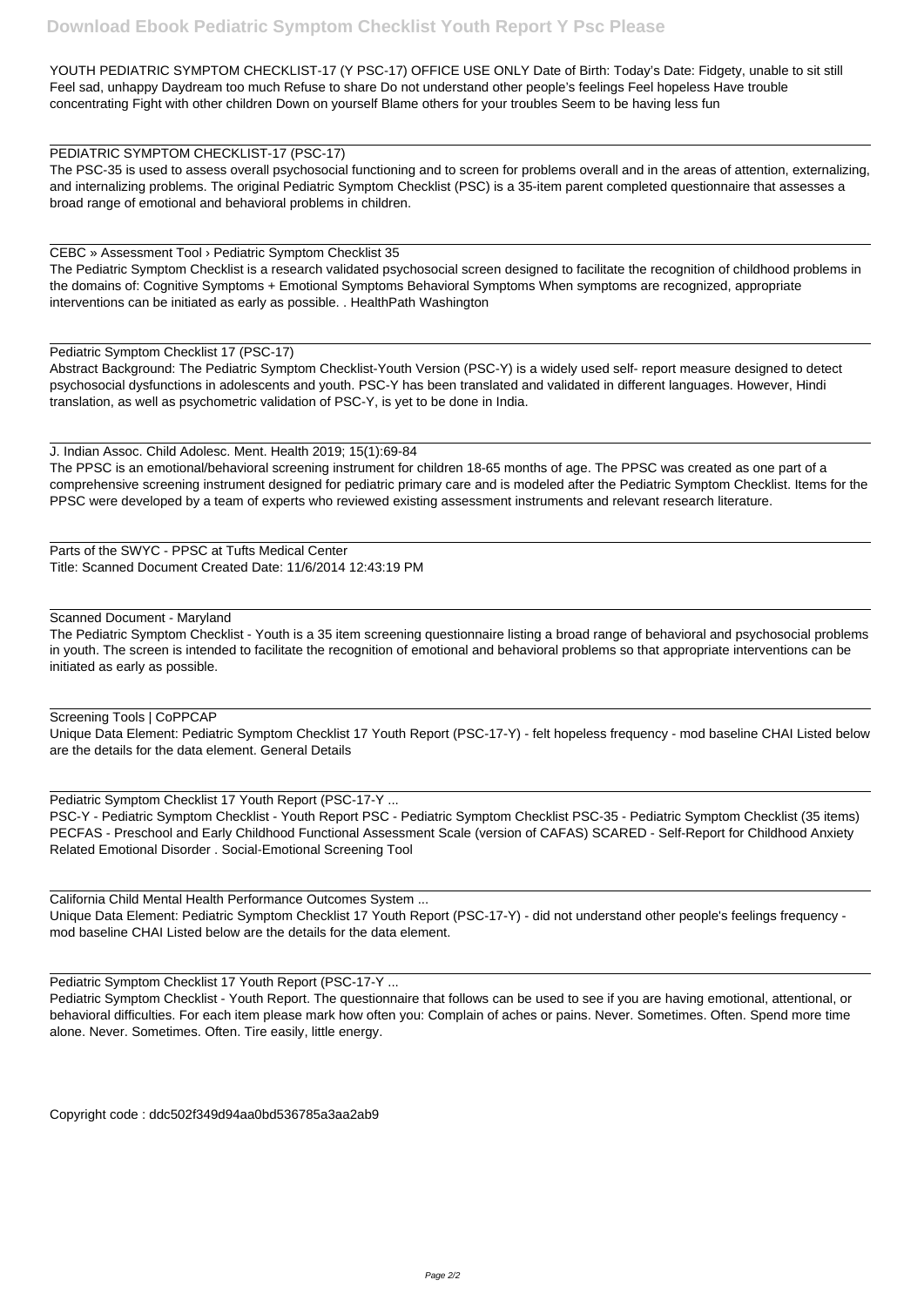YOUTH PEDIATRIC SYMPTOM CHECKLIST-17 (Y PSC-17) OFFICE USE ONLY Date of Birth: Today's Date: Fidgety, unable to sit still Feel sad, unhappy Daydream too much Refuse to share Do not understand other people's feelings Feel hopeless Have trouble concentrating Fight with other children Down on yourself Blame others for your troubles Seem to be having less fun

PEDIATRIC SYMPTOM CHECKLIST-17 (PSC-17)

The PSC-35 is used to assess overall psychosocial functioning and to screen for problems overall and in the areas of attention, externalizing, and internalizing problems. The original Pediatric Symptom Checklist (PSC) is a 35-item parent completed questionnaire that assesses a broad range of emotional and behavioral problems in children.

CEBC » Assessment Tool › Pediatric Symptom Checklist 35

The Pediatric Symptom Checklist is a research validated psychosocial screen designed to facilitate the recognition of childhood problems in the domains of: Cognitive Symptoms + Emotional Symptoms Behavioral Symptoms When symptoms are recognized, appropriate interventions can be initiated as early as possible. . HealthPath Washington

Pediatric Symptom Checklist 17 (PSC-17)

Abstract Background: The Pediatric Symptom Checklist-Youth Version (PSC-Y) is a widely used self- report measure designed to detect psychosocial dysfunctions in adolescents and youth. PSC-Y has been translated and validated in different languages. However, Hindi translation, as well as psychometric validation of PSC-Y, is yet to be done in India.

J. Indian Assoc. Child Adolesc. Ment. Health 2019; 15(1):69-84

The PPSC is an emotional/behavioral screening instrument for children 18-65 months of age. The PPSC was created as one part of a comprehensive screening instrument designed for pediatric primary care and is modeled after the Pediatric Symptom Checklist. Items for the PPSC were developed by a team of experts who reviewed existing assessment instruments and relevant research literature.

Parts of the SWYC - PPSC at Tufts Medical Center

Title: Scanned Document Created Date: 11/6/2014 12:43:19 PM

Scanned Document - Maryland

The Pediatric Symptom Checklist - Youth is a 35 item screening questionnaire listing a broad range of behavioral and psychosocial problems in youth. The screen is intended to facilitate the recognition of emotional and behavioral problems so that appropriate interventions can be initiated as early as possible.

Screening Tools | CoPPCAP

Unique Data Element: Pediatric Symptom Checklist 17 Youth Report (PSC-17-Y) - felt hopeless frequency - mod baseline CHAI Listed below are the details for the data element. General Details

Pediatric Symptom Checklist 17 Youth Report (PSC-17-Y ...

PSC-Y - Pediatric Symptom Checklist - Youth Report PSC - Pediatric Symptom Checklist PSC-35 - Pediatric Symptom Checklist (35 items) PECFAS - Preschool and Early Childhood Functional Assessment Scale (version of CAFAS) SCARED - Self-Report for Childhood Anxiety Related Emotional Disorder . Social-Emotional Screening Tool

California Child Mental Health Performance Outcomes System ...

Unique Data Element: Pediatric Symptom Checklist 17 Youth Report (PSC-17-Y) - did not understand other people's feelings frequency - mod baseline CHAI Listed below are the details for the data element.

Pediatric Symptom Checklist 17 Youth Report (PSC-17-Y ...

Pediatric Symptom Checklist - Youth Report. The questionnaire that follows can be used to see if you are having emotional, attentional, or behavioral difficulties. For each item please mark how often you: Complain of aches or pains. Never. Sometimes. Often. Spend more time alone. Never. Sometimes. Often. Tire easily, little energy.

Copyright code : ddc502f349d94aa0bd536785a3aa2ab9